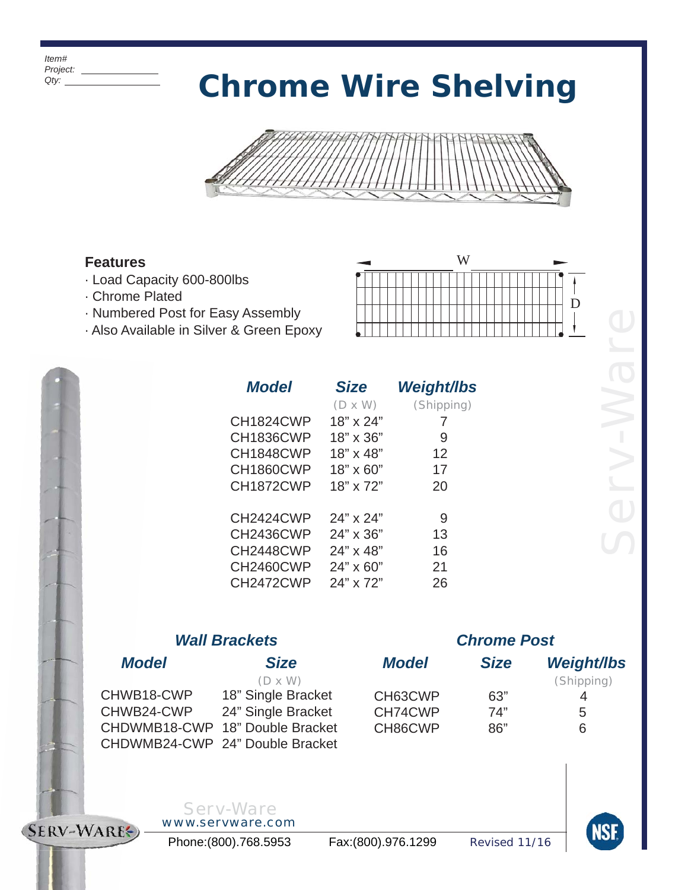Item#
Project: ___________
Qty: ___________

# Chrome Wire Shelving

### Features

- Load Capacity 600-800lbs
- Chrome Plated
- Numbered Post for Easy Assembly
- Also Available in Silver & Green Epoxy

W

D

| Model | Size (D x W) | Weight/lbs (Shipping) |
|---|---|---|
| CH1824CWP | 18" x 24" | 7 |
| CH1836CWP | 18" x 36" | 9 |
| CH1848CWP | 18" x 48" | 12 |
| CH1860CWP | 18" x 60" | 17 |
| CH1872CWP | 18" x 72" | 20 |
| CH2424CWP | 24" x 24" | 9 |
| CH2436CWP | 24" x 36" | 13 |
| CH2448CWP | 24" x 48" | 16 |
| CH2460CWP | 24" x 60" | 21 |
| CH2472CWP | 24" x 72" | 26 |

### Wall Brackets

| Model | Size (D x W) |
|---|---|
| CHWB18-CWP | 18" Single Bracket |
| CHWB24-CWP | 24" Single Bracket |
| CHDWMB18-CWP | 18" Double Bracket |
| CHDWMB24-CWP | 24" Double Bracket |

### Chrome Post

| Model | Size | Weight/lbs (Shipping) |
|---|---|---|
| CH63CWP | 63" | 4 |
| CH74CWP | 74" | 5 |
| CH86CWP | 86" | 6 |

Serv-Ware

Serv-Ware
www.servware.com

Phone:(800).768.5953 Fax:(800).976.1299 Revised 11/16

NSF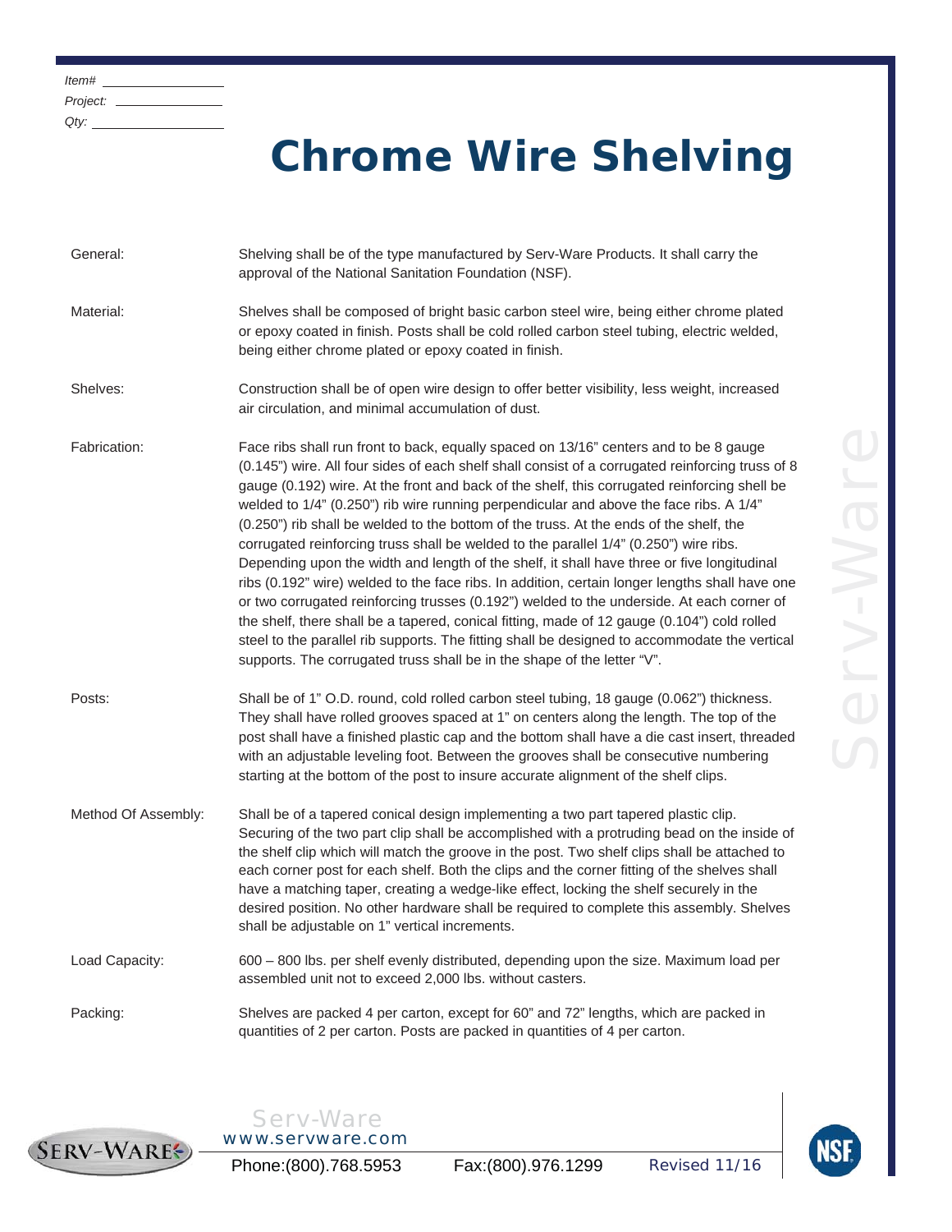Item# ______________

Project: ______________

Qty: ______________

# Chrome Wire Shelving

| | |
|---|---|
| General: | Shelving shall be of the type manufactured by Serv-Ware Products. It shall carry the approval of the National Sanitation Foundation (NSF). |
| Material: | Shelves shall be composed of bright basic carbon steel wire, being either chrome plated or epoxy coated in finish. Posts shall be cold rolled carbon steel tubing, electric welded, being either chrome plated or epoxy coated in finish. |
| Shelves: | Construction shall be of open wire design to offer better visibility, less weight, increased air circulation, and minimal accumulation of dust. |
| Fabrication: | Face ribs shall run front to back, equally spaced on 13/16" centers and to be 8 gauge (0.145") wire. All four sides of each shelf shall consist of a corrugated reinforcing truss of 8 gauge (0.192) wire. At the front and back of the shelf, this corrugated reinforcing shell be welded to 1/4" (0.250") rib wire running perpendicular and above the face ribs. A 1/4" (0.250") rib shall be welded to the bottom of the truss. At the ends of the shelf, the corrugated reinforcing truss shall be welded to the parallel 1/4" (0.250") wire ribs. Depending upon the width and length of the shelf, it shall have three or five longitudinal ribs (0.192" wire) welded to the face ribs. In addition, certain longer lengths shall have one or two corrugated reinforcing trusses (0.192") welded to the underside. At each corner of the shelf, there shall be a tapered, conical fitting, made of 12 gauge (0.104") cold rolled steel to the parallel rib supports. The fitting shall be designed to accommodate the vertical supports. The corrugated truss shall be in the shape of the letter "V". |
| Posts: | Shall be of 1" O.D. round, cold rolled carbon steel tubing, 18 gauge (0.062") thickness. They shall have rolled grooves spaced at 1" on centers along the length. The top of the post shall have a finished plastic cap and the bottom shall have a die cast insert, threaded with an adjustable leveling foot. Between the grooves shall be consecutive numbering starting at the bottom of the post to insure accurate alignment of the shelf clips. |
| Method Of Assembly: | Shall be of a tapered conical design implementing a two part tapered plastic clip. Securing of the two part clip shall be accomplished with a protruding bead on the inside of the shelf clip which will match the groove in the post. Two shelf clips shall be attached to each corner post for each shelf. Both the clips and the corner fitting of the shelves shall have a matching taper, creating a wedge-like effect, locking the shelf securely in the desired position. No other hardware shall be required to complete this assembly. Shelves shall be adjustable on 1" vertical increments. |
| Load Capacity: | 600 – 800 lbs. per shelf evenly distributed, depending upon the size. Maximum load per assembled unit not to exceed 2,000 lbs. without casters. |
| Packing: | Shelves are packed 4 per carton, except for 60" and 72" lengths, which are packed in quantities of 2 per carton. Posts are packed in quantities of 4 per carton. |

Serv-Ware
www.servware.com

Phone:(800).768.5953 Fax:(800).976.1299 Revised 11/16